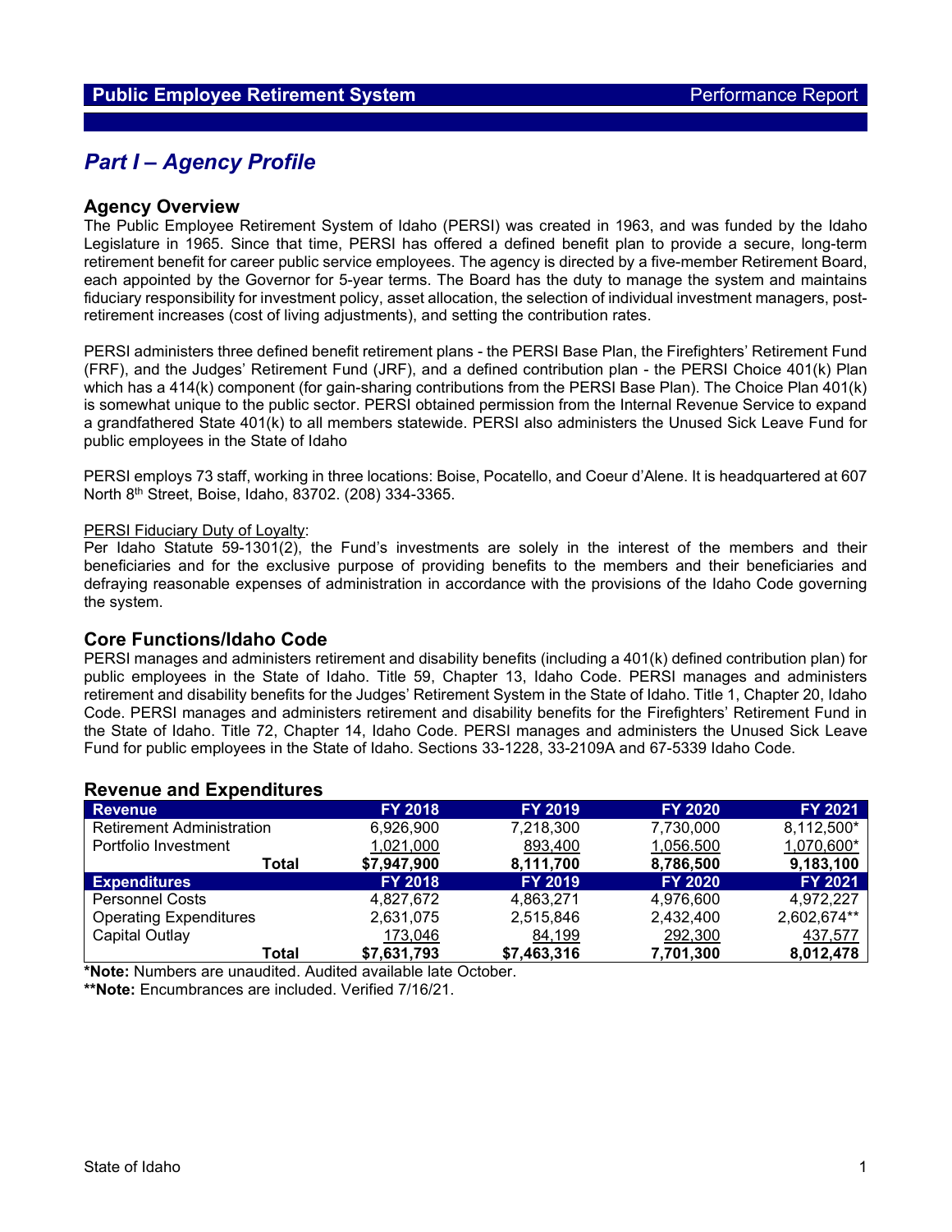## Part I – Agency Profile

### Agency Overview

The Public Employee Retirement System of Idaho (PERSI) was created in 1963, and was funded by the Idaho Legislature in 1965. Since that time, PERSI has offered a defined benefit plan to provide a secure, long-term retirement benefit for career public service employees. The agency is directed by a five-member Retirement Board, each appointed by the Governor for 5-year terms. The Board has the duty to manage the system and maintains fiduciary responsibility for investment policy, asset allocation, the selection of individual investment managers, post-retirement increases (cost of living adjustments), and setting the contribution rates.

PERSI administers three defined benefit retirement plans - the PERSI Base Plan, the Firefighters' Retirement Fund (FRF), and the Judges' Retirement Fund (JRF), and a defined contribution plan - the PERSI Choice 401(k) Plan which has a 414(k) component (for gain-sharing contributions from the PERSI Base Plan). The Choice Plan 401(k) is somewhat unique to the public sector. PERSI obtained permission from the Internal Revenue Service to expand a grandfathered State 401(k) to all members statewide. PERSI also administers the Unused Sick Leave Fund for public employees in the State of Idaho

PERSI employs 73 staff, working in three locations: Boise, Pocatello, and Coeur d'Alene. It is headquartered at 607 North 8th Street, Boise, Idaho, 83702. (208) 334-3365.

PERSI Fiduciary Duty of Loyalty:
Per Idaho Statute 59-1301(2), the Fund's investments are solely in the interest of the members and their beneficiaries and for the exclusive purpose of providing benefits to the members and their beneficiaries and defraying reasonable expenses of administration in accordance with the provisions of the Idaho Code governing the system.

### Core Functions/Idaho Code

PERSI manages and administers retirement and disability benefits (including a 401(k) defined contribution plan) for public employees in the State of Idaho. Title 59, Chapter 13, Idaho Code. PERSI manages and administers retirement and disability benefits for the Judges' Retirement System in the State of Idaho. Title 1, Chapter 20, Idaho Code. PERSI manages and administers retirement and disability benefits for the Firefighters' Retirement Fund in the State of Idaho. Title 72, Chapter 14, Idaho Code. PERSI manages and administers the Unused Sick Leave Fund for public employees in the State of Idaho. Sections 33-1228, 33-2109A and 67-5339 Idaho Code.

### Revenue and Expenditures

| Revenue | FY 2018 | FY 2019 | FY 2020 | FY 2021 |
|---|---|---|---|---|
| Retirement Administration | 6,926,900 | 7,218,300 | 7,730,000 | 8,112,500* |
| Portfolio Investment | 1,021,000 | 893,400 | 1,056,500 | 1,070,600* |
| **Total** | **$7,947,900** | **8,111,700** | **8,786,500** | **9,183,100** |
| **Expenditures** | **FY 2018** | **FY 2019** | **FY 2020** | **FY 2021** |
| Personnel Costs | 4,827,672 | 4,863,271 | 4,976,600 | 4,972,227 |
| Operating Expenditures | 2,631,075 | 2,515,846 | 2,432,400 | 2,602,674** |
| Capital Outlay | 173,046 | 84,199 | 292,300 | 437,577 |
| **Total** | **$7,631,793** | **$7,463,316** | **7,701,300** | **8,012,478** |

**\*Note:** Numbers are unaudited. Audited available late October.
**\*\*Note:** Encumbrances are included. Verified 7/16/21.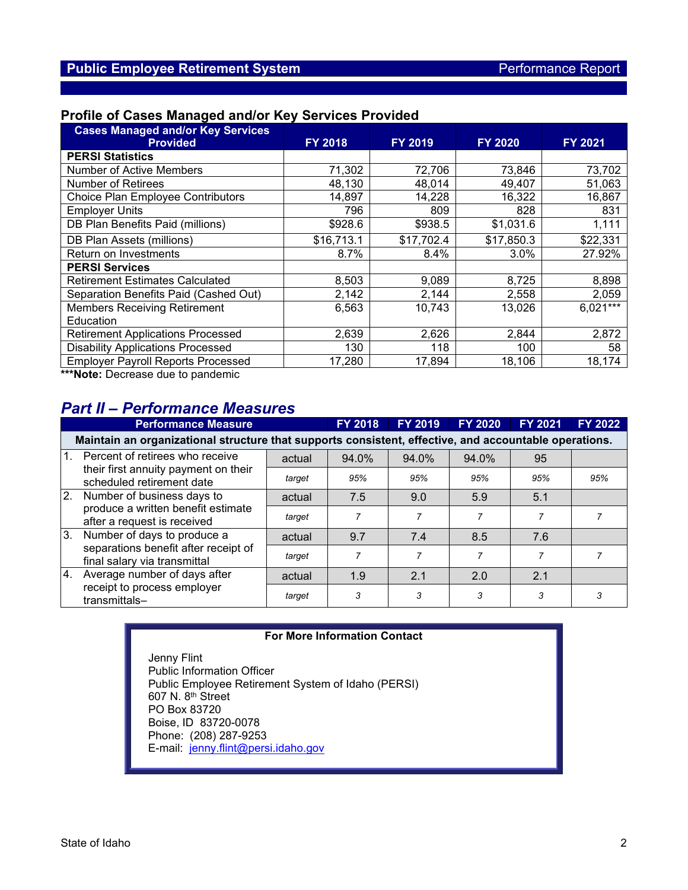## Profile of Cases Managed and/or Key Services Provided

| Cases Managed and/or Key Services Provided | FY 2018 | FY 2019 | FY 2020 | FY 2021 |
|---|---|---|---|---|
| **PERSI Statistics** | | | | |
| Number of Active Members | 71,302 | 72,706 | 73,846 | 73,702 |
| Number of Retirees | 48,130 | 48,014 | 49,407 | 51,063 |
| Choice Plan Employee Contributors | 14,897 | 14,228 | 16,322 | 16,867 |
| Employer Units | 796 | 809 | 828 | 831 |
| DB Plan Benefits Paid (millions) | $928.6 | $938.5 | $1,031.6 | 1,111 |
| DB Plan Assets (millions) | $16,713.1 | $17,702.4 | $17,850.3 | $22,331 |
| Return on Investments | 8.7% | 8.4% | 3.0% | 27.92% |
| **PERSI Services** | | | | |
| Retirement Estimates Calculated | 8,503 | 9,089 | 8,725 | 8,898 |
| Separation Benefits Paid (Cashed Out) | 2,142 | 2,144 | 2,558 | 2,059 |
| Members Receiving Retirement Education | 6,563 | 10,743 | 13,026 | 6,021*** |
| Retirement Applications Processed | 2,639 | 2,626 | 2,844 | 2,872 |
| Disability Applications Processed | 130 | 118 | 100 | 58 |
| Employer Payroll Reports Processed | 17,280 | 17,894 | 18,106 | 18,174 |

***Note:** Decrease due to pandemic

## *Part II – Performance Measures*

| Performance Measure | | FY 2018 | FY 2019 | FY 2020 | FY 2021 | FY 2022 |
|---|---|---|---|---|---|---|
| **Maintain an organizational structure that supports consistent, effective, and accountable operations.** | | | | | | |
| 1. Percent of retirees who receive their first annuity payment on their scheduled retirement date | actual | 94.0% | 94.0% | 94.0% | 95 | |
| | *target* | *95%* | *95%* | *95%* | *95%* | *95%* |
| 2. Number of business days to produce a written benefit estimate after a request is received | actual | 7.5 | 9.0 | 5.9 | 5.1 | |
| | *target* | *7* | *7* | *7* | *7* | *7* |
| 3. Number of days to produce a separations benefit after receipt of final salary via transmittal | actual | 9.7 | 7.4 | 8.5 | 7.6 | |
| | *target* | *7* | *7* | *7* | *7* | *7* |
| 4. Average number of days after receipt to process employer transmittals– | actual | 1.9 | 2.1 | 2.0 | 2.1 | |
| | *target* | *3* | *3* | *3* | *3* | *3* |

**For More Information Contact**

Jenny Flint
Public Information Officer
Public Employee Retirement System of Idaho (PERSI)
607 N. 8th Street
PO Box 83720
Boise, ID 83720-0078
Phone: (208) 287-9253
E-mail: jenny.flint@persi.idaho.gov